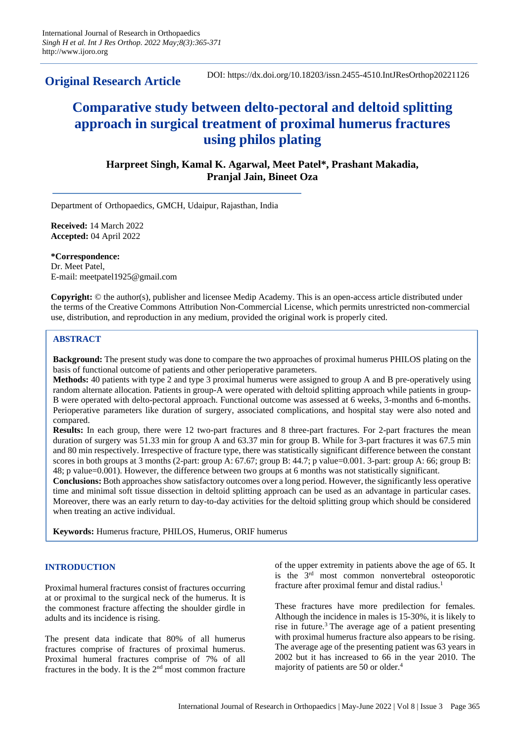**Original Research Article**

DOI: https://dx.doi.org/10.18203/issn.2455-4510.IntJResOrthop20221126

# Comparative study between delto-pectoral and deltoid splitting approach in surgical treatment of proximal humerus fractures using philos plating

**Harpreet Singh, Kamal K. Agarwal, Meet Patel\*, Prashant Makadia, Pranjal Jain, Bineet Oza**

Department of Orthopaedics, GMCH, Udaipur, Rajasthan, India

**Received:** 14 March 2022
**Accepted:** 04 April 2022

**\*Correspondence:**
Dr. Meet Patel,
E-mail: meetpatel1925@gmail.com

**Copyright:** © the author(s), publisher and licensee Medip Academy. This is an open-access article distributed under the terms of the Creative Commons Attribution Non-Commercial License, which permits unrestricted non-commercial use, distribution, and reproduction in any medium, provided the original work is properly cited.

## ABSTRACT

**Background:** The present study was done to compare the two approaches of proximal humerus PHILOS plating on the basis of functional outcome of patients and other perioperative parameters.

**Methods:** 40 patients with type 2 and type 3 proximal humerus were assigned to group A and B pre-operatively using random alternate allocation. Patients in group-A were operated with deltoid splitting approach while patients in group-B were operated with delto-pectoral approach. Functional outcome was assessed at 6 weeks, 3-months and 6-months. Perioperative parameters like duration of surgery, associated complications, and hospital stay were also noted and compared.

**Results:** In each group, there were 12 two-part fractures and 8 three-part fractures. For 2-part fractures the mean duration of surgery was 51.33 min for group A and 63.37 min for group B. While for 3-part fractures it was 67.5 min and 80 min respectively. Irrespective of fracture type, there was statistically significant difference between the constant scores in both groups at 3 months (2-part: group A: 67.67; group B: 44.7; p value=0.001. 3-part: group A: 66; group B: 48; p value=0.001). However, the difference between two groups at 6 months was not statistically significant.

**Conclusions:** Both approaches show satisfactory outcomes over a long period. However, the significantly less operative time and minimal soft tissue dissection in deltoid splitting approach can be used as an advantage in particular cases. Moreover, there was an early return to day-to-day activities for the deltoid splitting group which should be considered when treating an active individual.

**Keywords:** Humerus fracture, PHILOS, Humerus, ORIF humerus

## INTRODUCTION

Proximal humeral fractures consist of fractures occurring at or proximal to the surgical neck of the humerus. It is the commonest fracture affecting the shoulder girdle in adults and its incidence is rising.

The present data indicate that 80% of all humerus fractures comprise of fractures of proximal humerus. Proximal humeral fractures comprise of 7% of all fractures in the body. It is the 2nd most common fracture of the upper extremity in patients above the age of 65. It is the 3rd most common nonvertebral osteoporotic fracture after proximal femur and distal radius.[1]

These fractures have more predilection for females. Although the incidence in males is 15-30%, it is likely to rise in future.[3] The average age of a patient presenting with proximal humerus fracture also appears to be rising. The average age of the presenting patient was 63 years in 2002 but it has increased to 66 in the year 2010. The majority of patients are 50 or older.[4]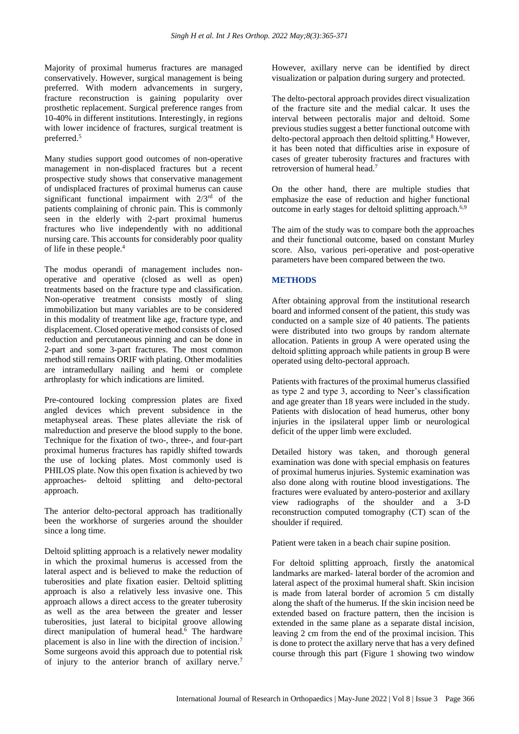Majority of proximal humerus fractures are managed conservatively. However, surgical management is being preferred. With modern advancements in surgery, fracture reconstruction is gaining popularity over prosthetic replacement. Surgical preference ranges from 10-40% in different institutions. Interestingly, in regions with lower incidence of fractures, surgical treatment is preferred.[5]

Many studies support good outcomes of non-operative management in non-displaced fractures but a recent prospective study shows that conservative management of undisplaced fractures of proximal humerus can cause significant functional impairment with 2/3rd of the patients complaining of chronic pain. This is commonly seen in the elderly with 2-part proximal humerus fractures who live independently with no additional nursing care. This accounts for considerably poor quality of life in these people.[4]

The modus operandi of management includes non-operative and operative (closed as well as open) treatments based on the fracture type and classification. Non-operative treatment consists mostly of sling immobilization but many variables are to be considered in this modality of treatment like age, fracture type, and displacement. Closed operative method consists of closed reduction and percutaneous pinning and can be done in 2-part and some 3-part fractures. The most common method still remains ORIF with plating. Other modalities are intramedullary nailing and hemi or complete arthroplasty for which indications are limited.

Pre-contoured locking compression plates are fixed angled devices which prevent subsidence in the metaphyseal areas. These plates alleviate the risk of malreduction and preserve the blood supply to the bone. Technique for the fixation of two-, three-, and four-part proximal humerus fractures has rapidly shifted towards the use of locking plates. Most commonly used is PHILOS plate. Now this open fixation is achieved by two approaches- deltoid splitting and delto-pectoral approach.

The anterior delto-pectoral approach has traditionally been the workhorse of surgeries around the shoulder since a long time.

Deltoid splitting approach is a relatively newer modality in which the proximal humerus is accessed from the lateral aspect and is believed to make the reduction of tuberosities and plate fixation easier. Deltoid splitting approach is also a relatively less invasive one. This approach allows a direct access to the greater tuberosity as well as the area between the greater and lesser tuberosities, just lateral to bicipital groove allowing direct manipulation of humeral head.[6] The hardware placement is also in line with the direction of incision.[7] Some surgeons avoid this approach due to potential risk of injury to the anterior branch of axillary nerve.[7] However, axillary nerve can be identified by direct visualization or palpation during surgery and protected.

The delto-pectoral approach provides direct visualization of the fracture site and the medial calcar. It uses the interval between pectoralis major and deltoid. Some previous studies suggest a better functional outcome with delto-pectoral approach then deltoid splitting.[8] However, it has been noted that difficulties arise in exposure of cases of greater tuberosity fractures and fractures with retroversion of humeral head.[7]

On the other hand, there are multiple studies that emphasize the ease of reduction and higher functional outcome in early stages for deltoid splitting approach.[6,9]

The aim of the study was to compare both the approaches and their functional outcome, based on constant Murley score. Also, various peri-operative and post-operative parameters have been compared between the two.

## METHODS

After obtaining approval from the institutional research board and informed consent of the patient, this study was conducted on a sample size of 40 patients. The patients were distributed into two groups by random alternate allocation. Patients in group A were operated using the deltoid splitting approach while patients in group B were operated using delto-pectoral approach.

Patients with fractures of the proximal humerus classified as type 2 and type 3, according to Neer's classification and age greater than 18 years were included in the study. Patients with dislocation of head humerus, other bony injuries in the ipsilateral upper limb or neurological deficit of the upper limb were excluded.

Detailed history was taken, and thorough general examination was done with special emphasis on features of proximal humerus injuries. Systemic examination was also done along with routine blood investigations. The fractures were evaluated by antero-posterior and axillary view radiographs of the shoulder and a 3-D reconstruction computed tomography (CT) scan of the shoulder if required.

Patient were taken in a beach chair supine position.

For deltoid splitting approach, firstly the anatomical landmarks are marked- lateral border of the acromion and lateral aspect of the proximal humeral shaft. Skin incision is made from lateral border of acromion 5 cm distally along the shaft of the humerus. If the skin incision need be extended based on fracture pattern, then the incision is extended in the same plane as a separate distal incision, leaving 2 cm from the end of the proximal incision. This is done to protect the axillary nerve that has a very defined course through this part (Figure 1 showing two window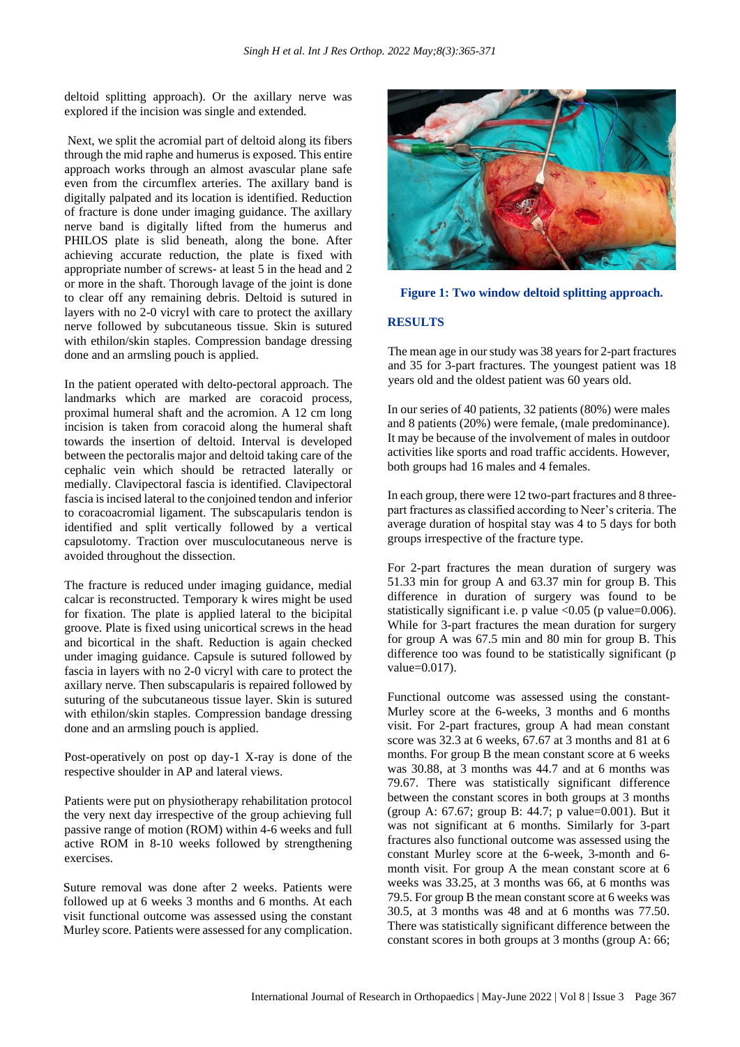deltoid splitting approach). Or the axillary nerve was explored if the incision was single and extended.

Next, we split the acromial part of deltoid along its fibers through the mid raphe and humerus is exposed. This entire approach works through an almost avascular plane safe even from the circumflex arteries. The axillary band is digitally palpated and its location is identified. Reduction of fracture is done under imaging guidance. The axillary nerve band is digitally lifted from the humerus and PHILOS plate is slid beneath, along the bone. After achieving accurate reduction, the plate is fixed with appropriate number of screws- at least 5 in the head and 2 or more in the shaft. Thorough lavage of the joint is done to clear off any remaining debris. Deltoid is sutured in layers with no 2-0 vicryl with care to protect the axillary nerve followed by subcutaneous tissue. Skin is sutured with ethilon/skin staples. Compression bandage dressing done and an armsling pouch is applied.

In the patient operated with delto-pectoral approach. The landmarks which are marked are coracoid process, proximal humeral shaft and the acromion. A 12 cm long incision is taken from coracoid along the humeral shaft towards the insertion of deltoid. Interval is developed between the pectoralis major and deltoid taking care of the cephalic vein which should be retracted laterally or medially. Clavipectoral fascia is identified. Clavipectoral fascia is incised lateral to the conjoined tendon and inferior to coracoacromial ligament. The subscapularis tendon is identified and split vertically followed by a vertical capsulotomy. Traction over musculocutaneous nerve is avoided throughout the dissection.

The fracture is reduced under imaging guidance, medial calcar is reconstructed. Temporary k wires might be used for fixation. The plate is applied lateral to the bicipital groove. Plate is fixed using unicortical screws in the head and bicortical in the shaft. Reduction is again checked under imaging guidance. Capsule is sutured followed by fascia in layers with no 2-0 vicryl with care to protect the axillary nerve. Then subscapularis is repaired followed by suturing of the subcutaneous tissue layer. Skin is sutured with ethilon/skin staples. Compression bandage dressing done and an armsling pouch is applied.

Post-operatively on post op day-1 X-ray is done of the respective shoulder in AP and lateral views.

Patients were put on physiotherapy rehabilitation protocol the very next day irrespective of the group achieving full passive range of motion (ROM) within 4-6 weeks and full active ROM in 8-10 weeks followed by strengthening exercises.

Suture removal was done after 2 weeks. Patients were followed up at 6 weeks 3 months and 6 months. At each visit functional outcome was assessed using the constant Murley score. Patients were assessed for any complication.

**Figure 1: Two window deltoid splitting approach.**

## RESULTS

The mean age in our study was 38 years for 2-part fractures and 35 for 3-part fractures. The youngest patient was 18 years old and the oldest patient was 60 years old.

In our series of 40 patients, 32 patients (80%) were males and 8 patients (20%) were female, (male predominance). It may be because of the involvement of males in outdoor activities like sports and road traffic accidents. However, both groups had 16 males and 4 females.

In each group, there were 12 two-part fractures and 8 three-part fractures as classified according to Neer's criteria. The average duration of hospital stay was 4 to 5 days for both groups irrespective of the fracture type.

For 2-part fractures the mean duration of surgery was 51.33 min for group A and 63.37 min for group B. This difference in duration of surgery was found to be statistically significant i.e. p value <0.05 (p value=0.006). While for 3-part fractures the mean duration for surgery for group A was 67.5 min and 80 min for group B. This difference too was found to be statistically significant (p value=0.017).

Functional outcome was assessed using the constant-Murley score at the 6-weeks, 3 months and 6 months visit. For 2-part fractures, group A had mean constant score was 32.3 at 6 weeks, 67.67 at 3 months and 81 at 6 months. For group B the mean constant score at 6 weeks was 30.88, at 3 months was 44.7 and at 6 months was 79.67. There was statistically significant difference between the constant scores in both groups at 3 months (group A: 67.67; group B: 44.7; p value=0.001). But it was not significant at 6 months. Similarly for 3-part fractures also functional outcome was assessed using the constant Murley score at the 6-week, 3-month and 6-month visit. For group A the mean constant score at 6 weeks was 33.25, at 3 months was 66, at 6 months was 79.5. For group B the mean constant score at 6 weeks was 30.5, at 3 months was 48 and at 6 months was 77.50. There was statistically significant difference between the constant scores in both groups at 3 months (group A: 66;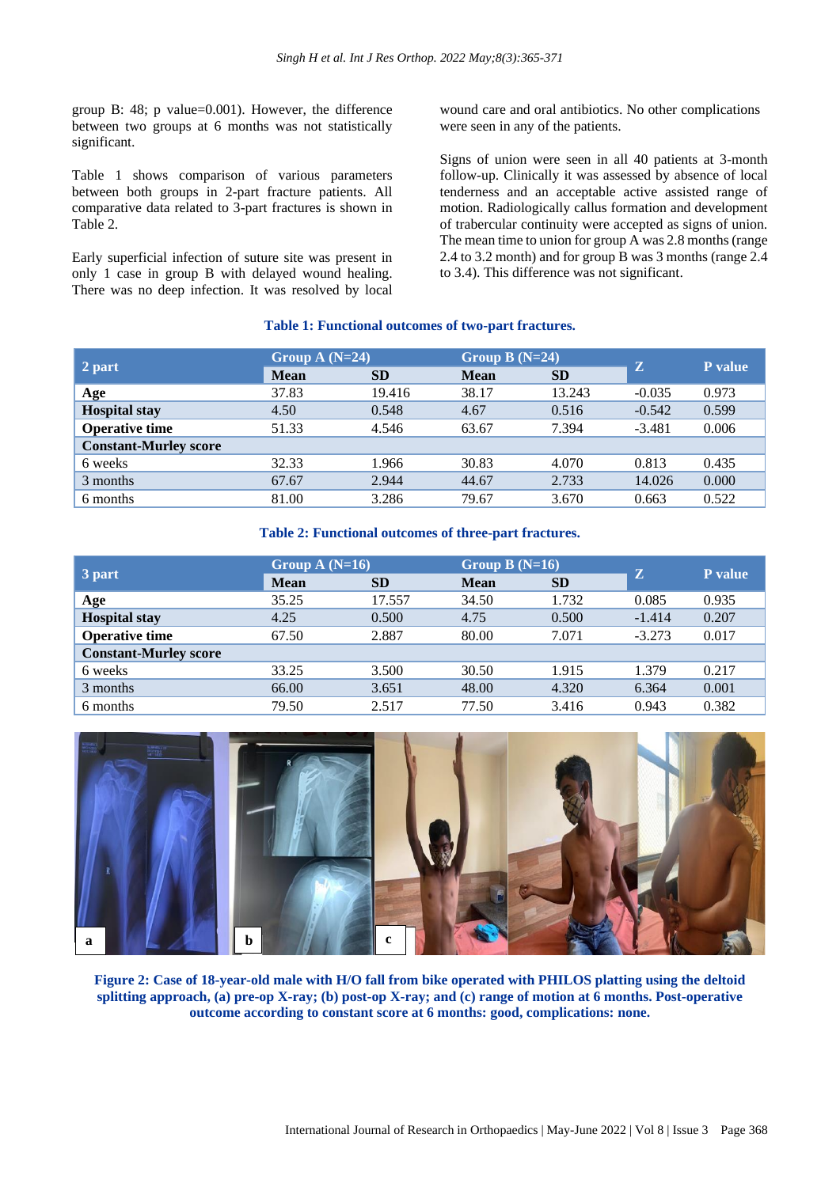group B: 48; p value=0.001). However, the difference between two groups at 6 months was not statistically significant.

Table 1 shows comparison of various parameters between both groups in 2-part fracture patients. All comparative data related to 3-part fractures is shown in Table 2.

Early superficial infection of suture site was present in only 1 case in group B with delayed wound healing. There was no deep infection. It was resolved by local wound care and oral antibiotics. No other complications were seen in any of the patients.

Signs of union were seen in all 40 patients at 3-month follow-up. Clinically it was assessed by absence of local tenderness and an acceptable active assisted range of motion. Radiologically callus formation and development of trabercular continuity were accepted as signs of union. The mean time to union for group A was 2.8 months (range 2.4 to 3.2 month) and for group B was 3 months (range 2.4 to 3.4). This difference was not significant.

**Table 1: Functional outcomes of two-part fractures.**

| 2 part | Group A (N=24) | | Group B (N=24) | | Z | P value |
|---|---|---|---|---|---|---|
| | Mean | SD | Mean | SD | | |
| **Age** | 37.83 | 19.416 | 38.17 | 13.243 | -0.035 | 0.973 |
| **Hospital stay** | 4.50 | 0.548 | 4.67 | 0.516 | -0.542 | 0.599 |
| **Operative time** | 51.33 | 4.546 | 63.67 | 7.394 | -3.481 | 0.006 |
| **Constant-Murley score** | | | | | | |
| 6 weeks | 32.33 | 1.966 | 30.83 | 4.070 | 0.813 | 0.435 |
| 3 months | 67.67 | 2.944 | 44.67 | 2.733 | 14.026 | 0.000 |
| 6 months | 81.00 | 3.286 | 79.67 | 3.670 | 0.663 | 0.522 |

**Table 2: Functional outcomes of three-part fractures.**

| 3 part | Group A (N=16) | | Group B (N=16) | | Z | P value |
|---|---|---|---|---|---|---|
| | Mean | SD | Mean | SD | | |
| **Age** | 35.25 | 17.557 | 34.50 | 1.732 | 0.085 | 0.935 |
| **Hospital stay** | 4.25 | 0.500 | 4.75 | 0.500 | -1.414 | 0.207 |
| **Operative time** | 67.50 | 2.887 | 80.00 | 7.071 | -3.273 | 0.017 |
| **Constant-Murley score** | | | | | | |
| 6 weeks | 33.25 | 3.500 | 30.50 | 1.915 | 1.379 | 0.217 |
| 3 months | 66.00 | 3.651 | 48.00 | 4.320 | 6.364 | 0.001 |
| 6 months | 79.50 | 2.517 | 77.50 | 3.416 | 0.943 | 0.382 |

**Figure 2: Case of 18-year-old male with H/O fall from bike operated with PHILOS platting using the deltoid splitting approach, (a) pre-op X-ray; (b) post-op X-ray; and (c) range of motion at 6 months. Post-operative outcome according to constant score at 6 months: good, complications: none.**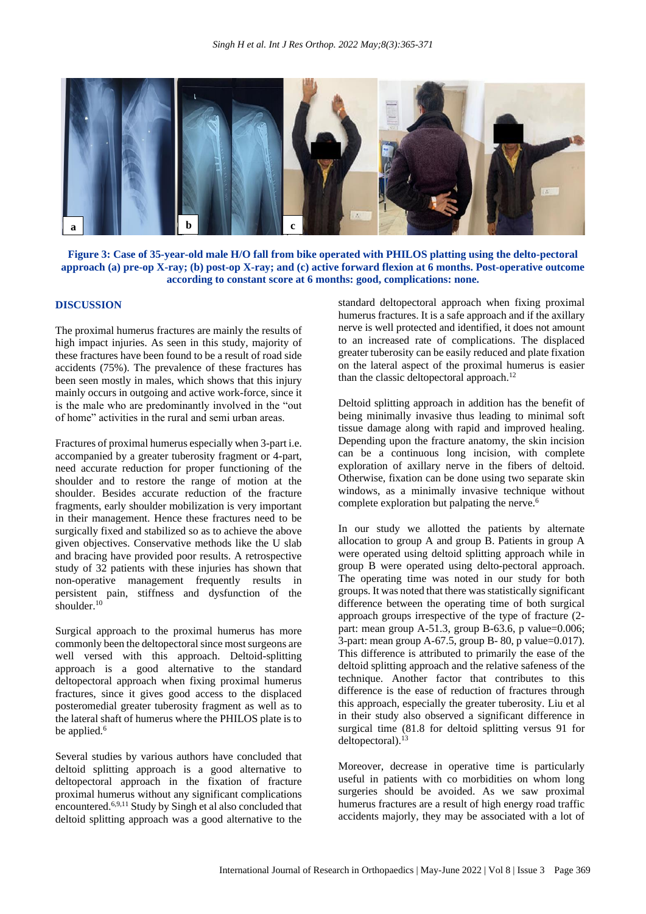Figure 3: Case of 35-year-old male H/O fall from bike operated with PHILOS platting using the delto-pectoral approach (a) pre-op X-ray; (b) post-op X-ray; and (c) active forward flexion at 6 months. Post-operative outcome according to constant score at 6 months: good, complications: none.

## DISCUSSION

The proximal humerus fractures are mainly the results of high impact injuries. As seen in this study, majority of these fractures have been found to be a result of road side accidents (75%). The prevalence of these fractures has been seen mostly in males, which shows that this injury mainly occurs in outgoing and active work-force, since it is the male who are predominantly involved in the "out of home" activities in the rural and semi urban areas.

Fractures of proximal humerus especially when 3-part i.e. accompanied by a greater tuberosity fragment or 4-part, need accurate reduction for proper functioning of the shoulder and to restore the range of motion at the shoulder. Besides accurate reduction of the fracture fragments, early shoulder mobilization is very important in their management. Hence these fractures need to be surgically fixed and stabilized so as to achieve the above given objectives. Conservative methods like the U slab and bracing have provided poor results. A retrospective study of 32 patients with these injuries has shown that non-operative management frequently results in persistent pain, stiffness and dysfunction of the shoulder.[10]

Surgical approach to the proximal humerus has more commonly been the deltopectoral since most surgeons are well versed with this approach. Deltoid-splitting approach is a good alternative to the standard deltopectoral approach when fixing proximal humerus fractures, since it gives good access to the displaced posteromedial greater tuberosity fragment as well as to the lateral shaft of humerus where the PHILOS plate is to be applied.[6]

Several studies by various authors have concluded that deltoid splitting approach is a good alternative to deltopectoral approach in the fixation of fracture proximal humerus without any significant complications encountered.[6,9,11] Study by Singh et al also concluded that deltoid splitting approach was a good alternative to the standard deltopectoral approach when fixing proximal humerus fractures. It is a safe approach and if the axillary nerve is well protected and identified, it does not amount to an increased rate of complications. The displaced greater tuberosity can be easily reduced and plate fixation on the lateral aspect of the proximal humerus is easier than the classic deltopectoral approach.[12]

Deltoid splitting approach in addition has the benefit of being minimally invasive thus leading to minimal soft tissue damage along with rapid and improved healing. Depending upon the fracture anatomy, the skin incision can be a continuous long incision, with complete exploration of axillary nerve in the fibers of deltoid. Otherwise, fixation can be done using two separate skin windows, as a minimally invasive technique without complete exploration but palpating the nerve.[6]

In our study we allotted the patients by alternate allocation to group A and group B. Patients in group A were operated using deltoid splitting approach while in group B were operated using delto-pectoral approach. The operating time was noted in our study for both groups. It was noted that there was statistically significant difference between the operating time of both surgical approach groups irrespective of the type of fracture (2-part: mean group A-51.3, group B-63.6, p value=0.006; 3-part: mean group A-67.5, group B- 80, p value=0.017). This difference is attributed to primarily the ease of the deltoid splitting approach and the relative safeness of the technique. Another factor that contributes to this difference is the ease of reduction of fractures through this approach, especially the greater tuberosity. Liu et al in their study also observed a significant difference in surgical time (81.8 for deltoid splitting versus 91 for deltopectoral).[13]

Moreover, decrease in operative time is particularly useful in patients with co morbidities on whom long surgeries should be avoided. As we saw proximal humerus fractures are a result of high energy road traffic accidents majorly, they may be associated with a lot of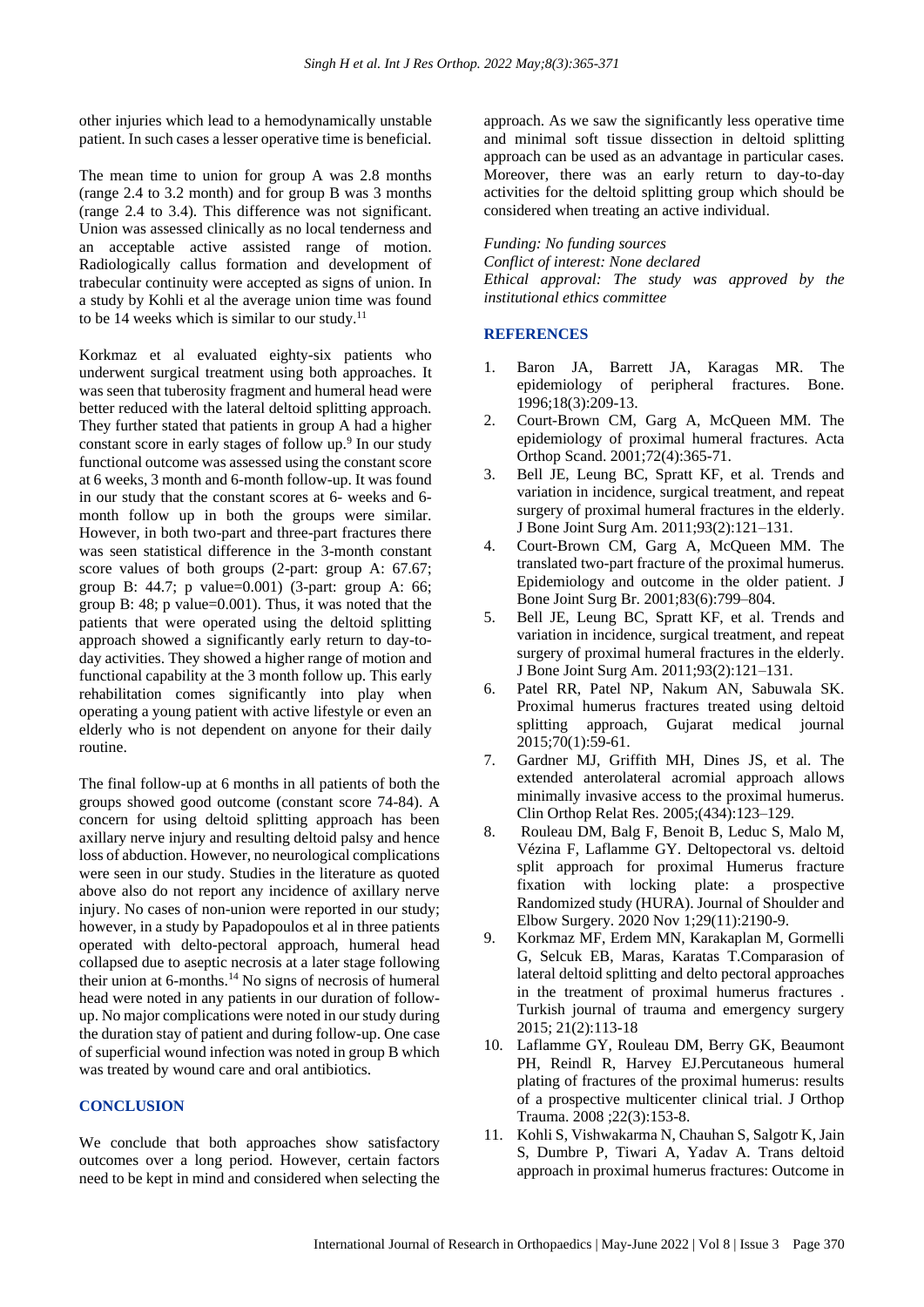other injuries which lead to a hemodynamically unstable patient. In such cases a lesser operative time is beneficial.

The mean time to union for group A was 2.8 months (range 2.4 to 3.2 month) and for group B was 3 months (range 2.4 to 3.4). This difference was not significant. Union was assessed clinically as no local tenderness and an acceptable active assisted range of motion. Radiologically callus formation and development of trabecular continuity were accepted as signs of union. In a study by Kohli et al the average union time was found to be 14 weeks which is similar to our study.[11]

Korkmaz et al evaluated eighty-six patients who underwent surgical treatment using both approaches. It was seen that tuberosity fragment and humeral head were better reduced with the lateral deltoid splitting approach. They further stated that patients in group A had a higher constant score in early stages of follow up.[9] In our study functional outcome was assessed using the constant score at 6 weeks, 3 month and 6-month follow-up. It was found in our study that the constant scores at 6- weeks and 6-month follow up in both the groups were similar. However, in both two-part and three-part fractures there was seen statistical difference in the 3-month constant score values of both groups (2-part: group A: 67.67; group B: 44.7; p value=0.001) (3-part: group A: 66; group B: 48; p value=0.001). Thus, it was noted that the patients that were operated using the deltoid splitting approach showed a significantly early return to day-to-day activities. They showed a higher range of motion and functional capability at the 3 month follow up. This early rehabilitation comes significantly into play when operating a young patient with active lifestyle or even an elderly who is not dependent on anyone for their daily routine.

The final follow-up at 6 months in all patients of both the groups showed good outcome (constant score 74-84). A concern for using deltoid splitting approach has been axillary nerve injury and resulting deltoid palsy and hence loss of abduction. However, no neurological complications were seen in our study. Studies in the literature as quoted above also do not report any incidence of axillary nerve injury. No cases of non-union were reported in our study; however, in a study by Papadopoulos et al in three patients operated with delto-pectoral approach, humeral head collapsed due to aseptic necrosis at a later stage following their union at 6-months.[14] No signs of necrosis of humeral head were noted in any patients in our duration of follow-up. No major complications were noted in our study during the duration stay of patient and during follow-up. One case of superficial wound infection was noted in group B which was treated by wound care and oral antibiotics.

## CONCLUSION

We conclude that both approaches show satisfactory outcomes over a long period. However, certain factors need to be kept in mind and considered when selecting the approach. As we saw the significantly less operative time and minimal soft tissue dissection in deltoid splitting approach can be used as an advantage in particular cases. Moreover, there was an early return to day-to-day activities for the deltoid splitting group which should be considered when treating an active individual.

*Funding: No funding sources*
*Conflict of interest: None declared*
*Ethical approval: The study was approved by the institutional ethics committee*

## REFERENCES

1. Baron JA, Barrett JA, Karagas MR. The epidemiology of peripheral fractures. Bone. 1996;18(3):209-13.
2. Court-Brown CM, Garg A, McQueen MM. The epidemiology of proximal humeral fractures. Acta Orthop Scand. 2001;72(4):365-71.
3. Bell JE, Leung BC, Spratt KF, et al. Trends and variation in incidence, surgical treatment, and repeat surgery of proximal humeral fractures in the elderly. J Bone Joint Surg Am. 2011;93(2):121–131.
4. Court-Brown CM, Garg A, McQueen MM. The translated two-part fracture of the proximal humerus. Epidemiology and outcome in the older patient. J Bone Joint Surg Br. 2001;83(6):799–804.
5. Bell JE, Leung BC, Spratt KF, et al. Trends and variation in incidence, surgical treatment, and repeat surgery of proximal humeral fractures in the elderly. J Bone Joint Surg Am. 2011;93(2):121–131.
6. Patel RR, Patel NP, Nakum AN, Sabuwala SK. Proximal humerus fractures treated using deltoid splitting approach, Gujarat medical journal 2015;70(1):59-61.
7. Gardner MJ, Griffith MH, Dines JS, et al. The extended anterolateral acromial approach allows minimally invasive access to the proximal humerus. Clin Orthop Relat Res. 2005;(434):123–129.
8. Rouleau DM, Balg F, Benoit B, Leduc S, Malo M, Vézina F, Laflamme GY. Deltopectoral vs. deltoid split approach for proximal Humerus fracture fixation with locking plate: a prospective Randomized study (HURA). Journal of Shoulder and Elbow Surgery. 2020 Nov 1;29(11):2190-9.
9. Korkmaz MF, Erdem MN, Karakaplan M, Gormelli G, Selcuk EB, Maras, Karatas T.Comparasion of lateral deltoid splitting and delto pectoral approaches in the treatment of proximal humerus fractures . Turkish journal of trauma and emergency surgery 2015; 21(2):113-18
10. Laflamme GY, Rouleau DM, Berry GK, Beaumont PH, Reindl R, Harvey EJ.Percutaneous humeral plating of fractures of the proximal humerus: results of a prospective multicenter clinical trial. J Orthop Trauma. 2008 ;22(3):153-8.
11. Kohli S, Vishwakarma N, Chauhan S, Salgotr K, Jain S, Dumbre P, Tiwari A, Yadav A. Trans deltoid approach in proximal humerus fractures: Outcome in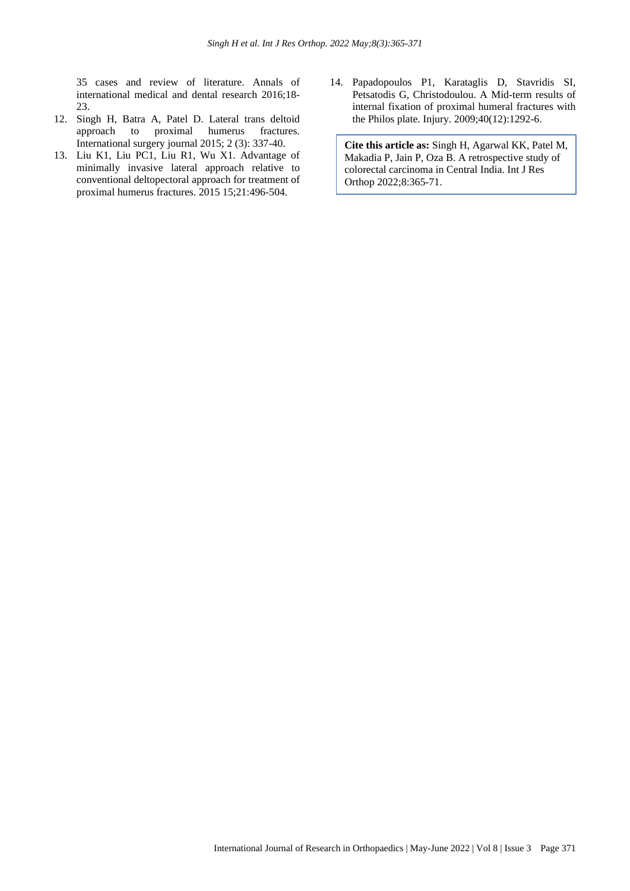35 cases and review of literature. Annals of international medical and dental research 2016;18-23.

12. Singh H, Batra A, Patel D. Lateral trans deltoid approach to proximal humerus fractures. International surgery journal 2015; 2 (3): 337-40.
13. Liu K1, Liu PC1, Liu R1, Wu X1. Advantage of minimally invasive lateral approach relative to conventional deltopectoral approach for treatment of proximal humerus fractures. 2015 15;21:496-504.
14. Papadopoulos P1, Karataglis D, Stavridis SI, Petsatodis G, Christodoulou. A Mid-term results of internal fixation of proximal humeral fractures with the Philos plate. Injury. 2009;40(12):1292-6.

**Cite this article as:** Singh H, Agarwal KK, Patel M, Makadia P, Jain P, Oza B. A retrospective study of colorectal carcinoma in Central India. Int J Res Orthop 2022;8:365-71.